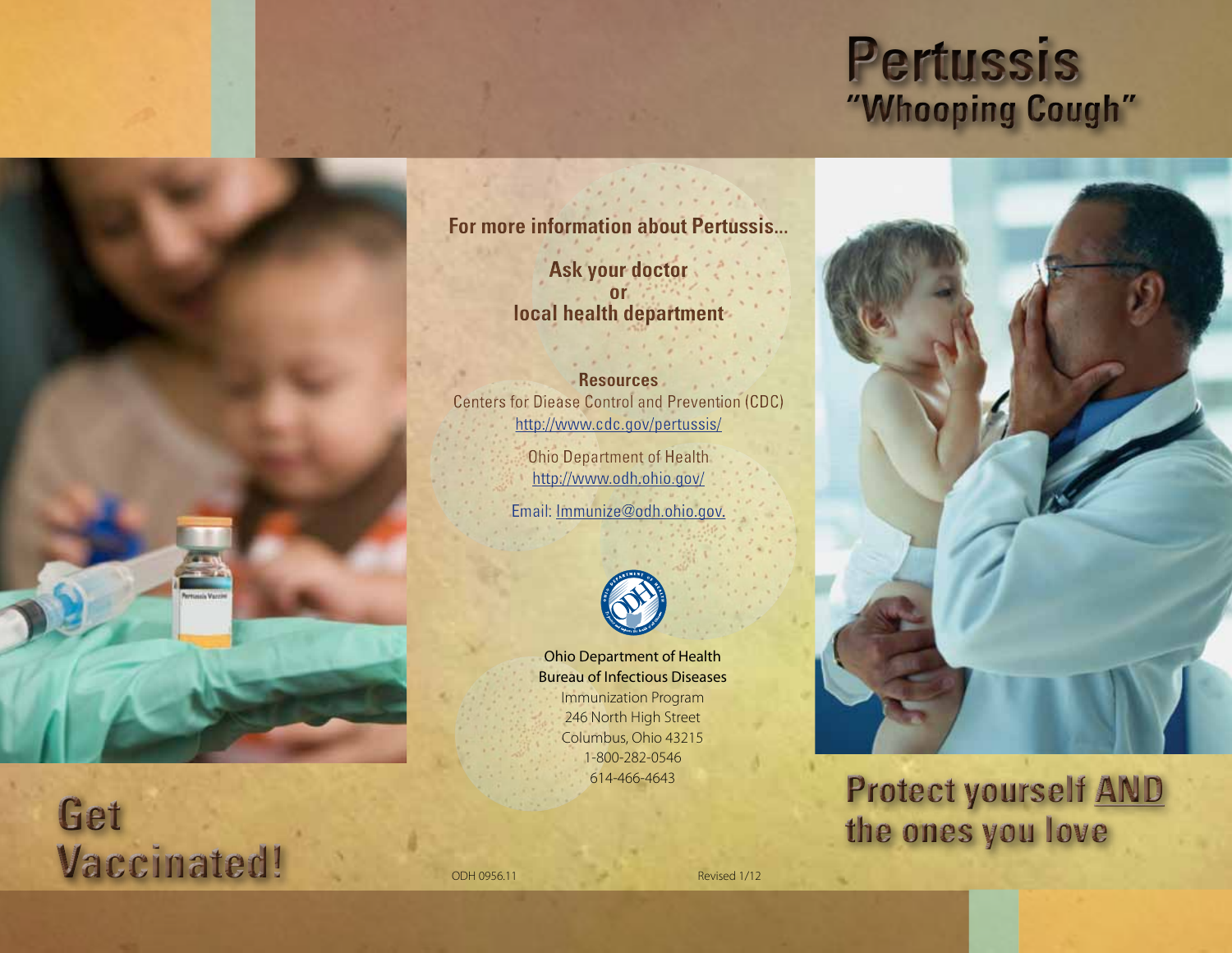# Pertussis
## "Whooping Cough"

**For more information about Pertussis...**

**Ask your doctor**
**or**
**local health department**

**Resources**

Centers for Diease Control and Prevention (CDC)
http://www.cdc.gov/pertussis/

Ohio Department of Health
http://www.odh.ohio.gov/

Email: Immunize@odh.ohio.gov.

Ohio Department of Health
Bureau of Infectious Diseases
Immunization Program
246 North High Street
Columbus, Ohio 43215
1-800-282-0546
614-466-4643

ODH 0956.11 Revised 1/12

## Get Vaccinated!

## Protect yourself AND the ones you love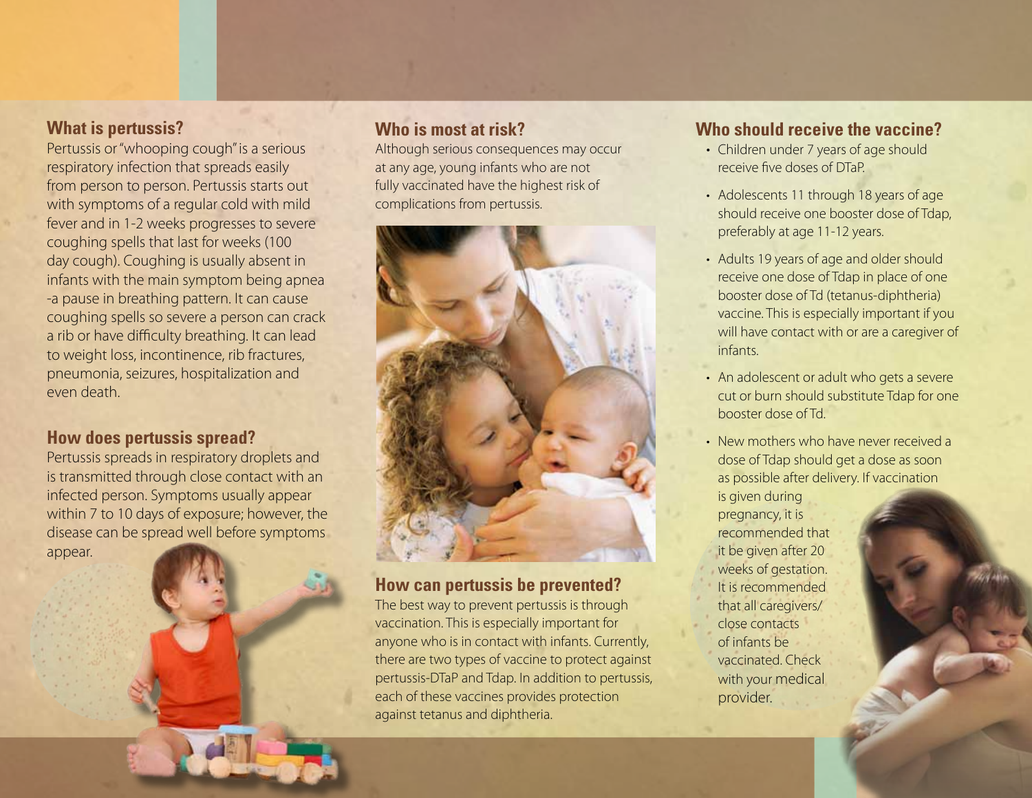## What is pertussis?

Pertussis or "whooping cough" is a serious respiratory infection that spreads easily from person to person. Pertussis starts out with symptoms of a regular cold with mild fever and in 1-2 weeks progresses to severe coughing spells that last for weeks (100 day cough). Coughing is usually absent in infants with the main symptom being apnea -a pause in breathing pattern. It can cause coughing spells so severe a person can crack a rib or have difficulty breathing. It can lead to weight loss, incontinence, rib fractures, pneumonia, seizures, hospitalization and even death.

## How does pertussis spread?

Pertussis spreads in respiratory droplets and is transmitted through close contact with an infected person. Symptoms usually appear within 7 to 10 days of exposure; however, the disease can be spread well before symptoms appear.

## Who is most at risk?

Although serious consequences may occur at any age, young infants who are not fully vaccinated have the highest risk of complications from pertussis.

## How can pertussis be prevented?

The best way to prevent pertussis is through vaccination. This is especially important for anyone who is in contact with infants. Currently, there are two types of vaccine to protect against pertussis-DTaP and Tdap. In addition to pertussis, each of these vaccines provides protection against tetanus and diphtheria.

## Who should receive the vaccine?

- Children under 7 years of age should receive five doses of DTaP.
- Adolescents 11 through 18 years of age should receive one booster dose of Tdap, preferably at age 11-12 years.
- Adults 19 years of age and older should receive one dose of Tdap in place of one booster dose of Td (tetanus-diphtheria) vaccine. This is especially important if you will have contact with or are a caregiver of infants.
- An adolescent or adult who gets a severe cut or burn should substitute Tdap for one booster dose of Td.
- New mothers who have never received a dose of Tdap should get a dose as soon as possible after delivery. If vaccination is given during pregnancy, it is recommended that it be given after 20 weeks of gestation. It is recommended that all caregivers/ close contacts of infants be vaccinated. Check with your medical provider.